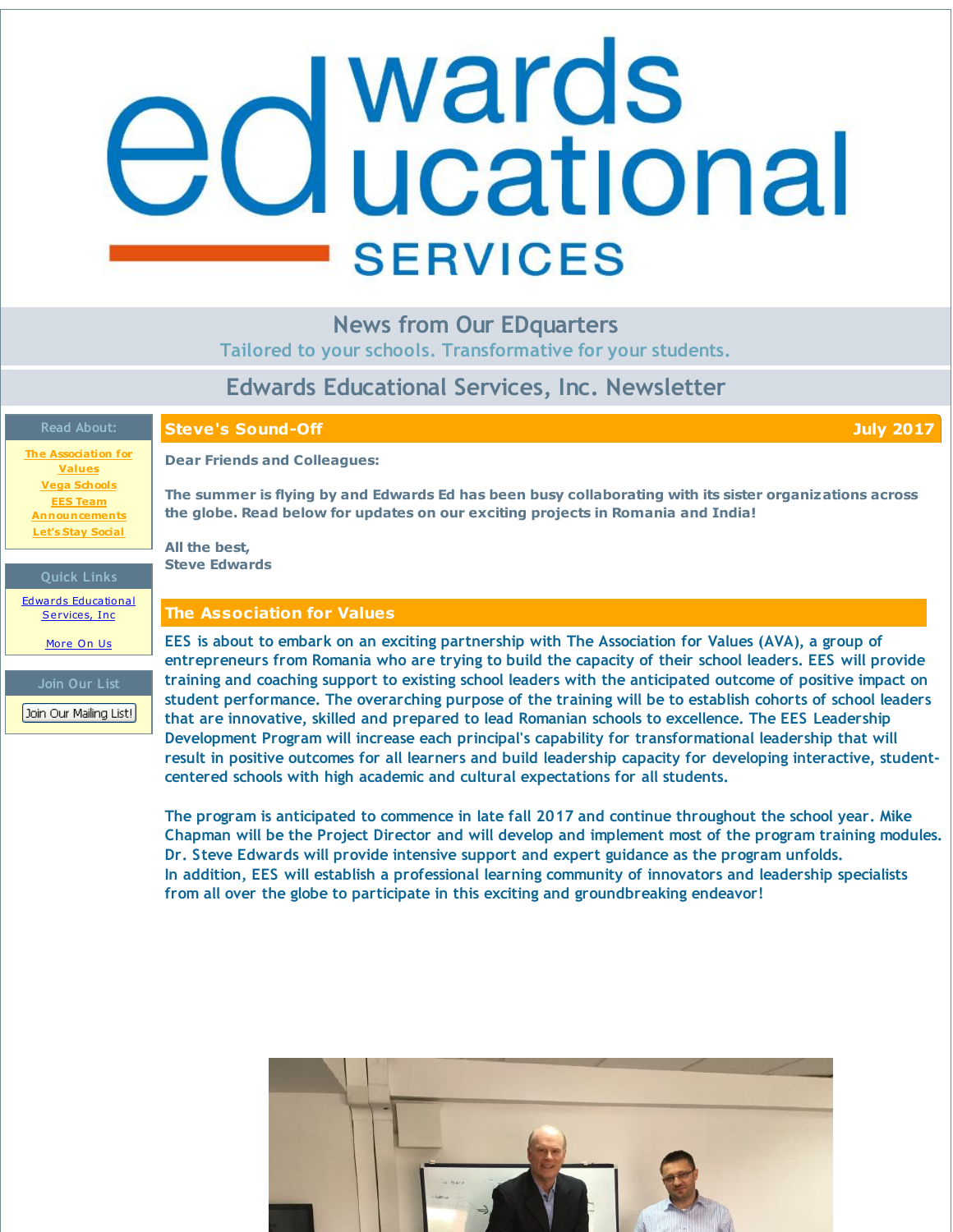# Edwards Educational Services

## News from Our EDquarters

Tailored to your schools. Transformative for your students.

## Edwards Educational Services, Inc. Newsletter

**Read About:**

- The Association for Values
- Vega Schools
- EES Team Announcements
- Let's Stay Social

**Quick Links**

- Edwards Educational Services, Inc
- More On Us

**Join Our List**

Join Our Mailing List!

## Steve's Sound-Off — July 2017

**Dear Friends and Colleagues:**

**The summer is flying by and Edwards Ed has been busy collaborating with its sister organizations across the globe. Read below for updates on our exciting projects in Romania and India!**

**All the best,**
**Steve Edwards**

## The Association for Values

EES is about to embark on an exciting partnership with The Association for Values (AVA), a group of entrepreneurs from Romania who are trying to build the capacity of their school leaders. EES will provide training and coaching support to existing school leaders with the anticipated outcome of positive impact on student performance. The overarching purpose of the training will be to establish cohorts of school leaders that are innovative, skilled and prepared to lead Romanian schools to excellence. The EES Leadership Development Program will increase each principal's capability for transformational leadership that will result in positive outcomes for all learners and build leadership capacity for developing interactive, student-centered schools with high academic and cultural expectations for all students.

The program is anticipated to commence in late fall 2017 and continue throughout the school year. Mike Chapman will be the Project Director and will develop and implement most of the program training modules. Dr. Steve Edwards will provide intensive support and expert guidance as the program unfolds.
In addition, EES will establish a professional learning community of innovators and leadership specialists from all over the globe to participate in this exciting and groundbreaking endeavor!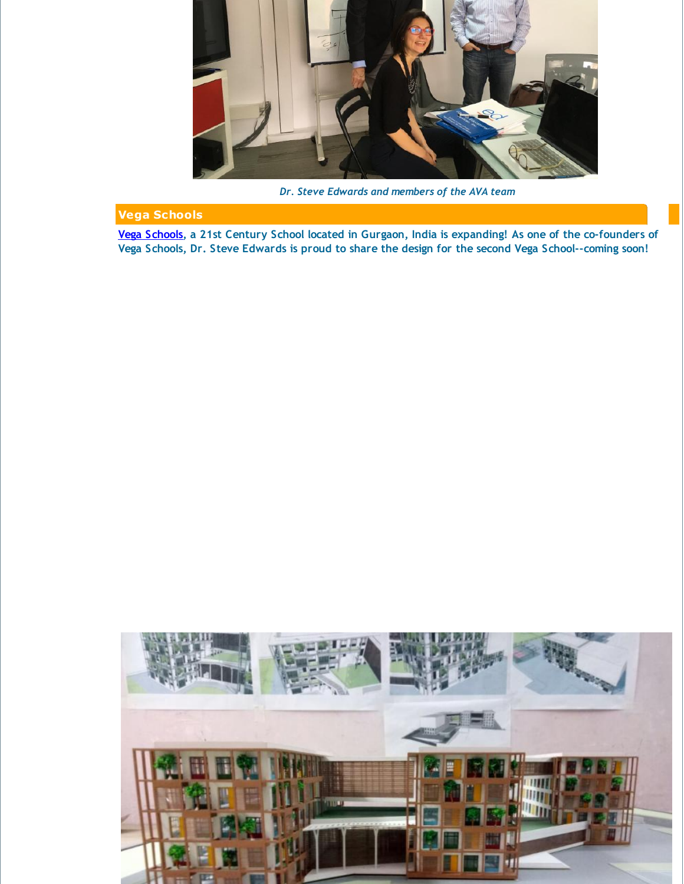*Dr. Steve Edwards and members of the AVA team*

## Vega Schools

**Vega Schools, a 21st Century School located in Gurgaon, India is expanding! As one of the co-founders of Vega Schools, Dr. Steve Edwards is proud to share the design for the second Vega School--coming soon!**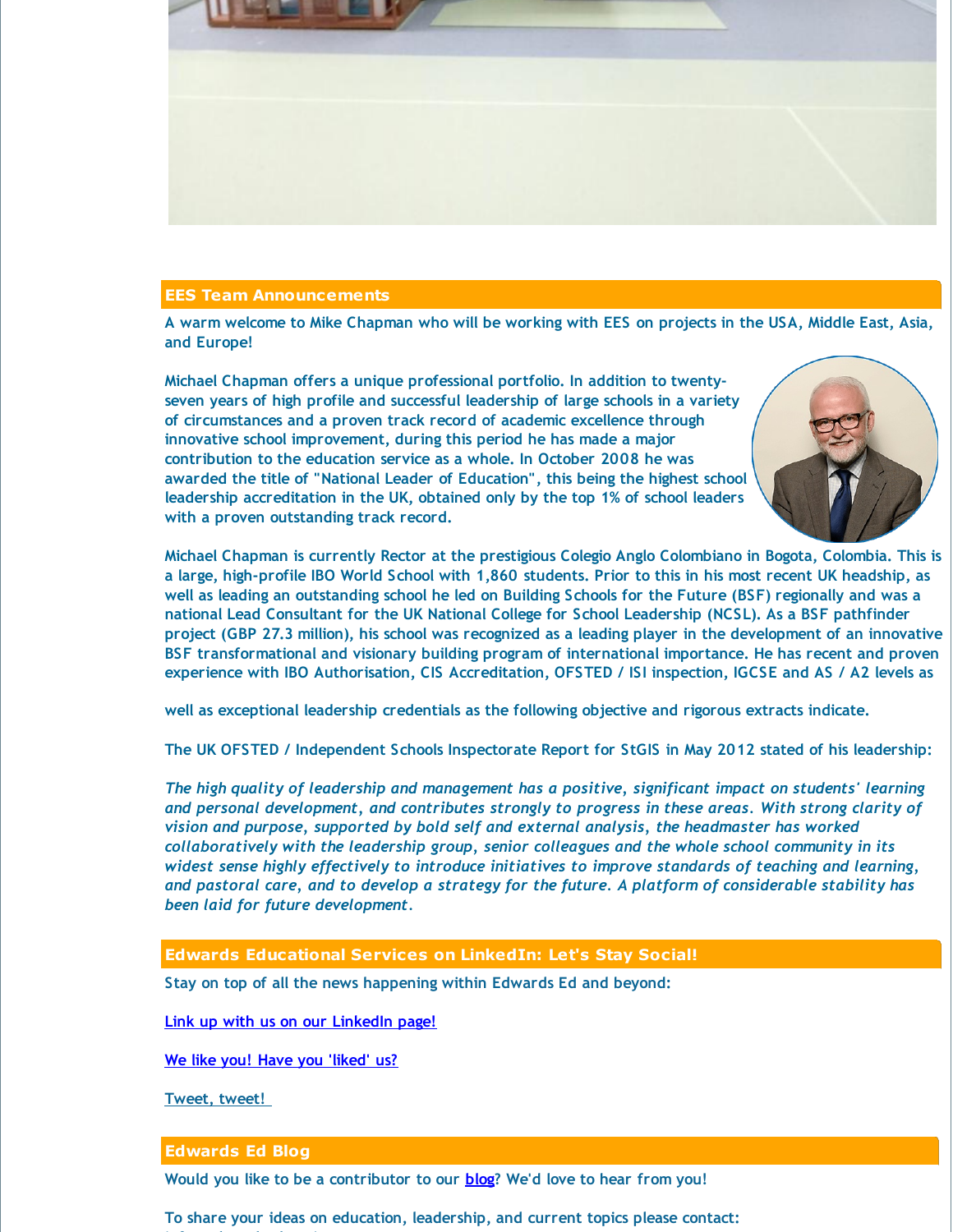## EES Team Announcements

A warm welcome to Mike Chapman who will be working with EES on projects in the USA, Middle East, Asia, and Europe!

Michael Chapman offers a unique professional portfolio. In addition to twenty-seven years of high profile and successful leadership of large schools in a variety of circumstances and a proven track record of academic excellence through innovative school improvement, during this period he has made a major contribution to the education service as a whole. In October 2008 he was awarded the title of "National Leader of Education", this being the highest school leadership accreditation in the UK, obtained only by the top 1% of school leaders with a proven outstanding track record.

Michael Chapman is currently Rector at the prestigious Colegio Anglo Colombiano in Bogota, Colombia. This is a large, high-profile IBO World School with 1,860 students. Prior to this in his most recent UK headship, as well as leading an outstanding school he led on Building Schools for the Future (BSF) regionally and was a national Lead Consultant for the UK National College for School Leadership (NCSL). As a BSF pathfinder project (GBP 27.3 million), his school was recognized as a leading player in the development of an innovative BSF transformational and visionary building program of international importance. He has recent and proven experience with IBO Authorisation, CIS Accreditation, OFSTED / ISI inspection, IGCSE and AS / A2 levels as

well as exceptional leadership credentials as the following objective and rigorous extracts indicate.

The UK OFSTED / Independent Schools Inspectorate Report for StGIS in May 2012 stated of his leadership:

*The high quality of leadership and management has a positive, significant impact on students' learning and personal development, and contributes strongly to progress in these areas. With strong clarity of vision and purpose, supported by bold self and external analysis, the headmaster has worked collaboratively with the leadership group, senior colleagues and the whole school community in its widest sense highly effectively to introduce initiatives to improve standards of teaching and learning, and pastoral care, and to develop a strategy for the future. A platform of considerable stability has been laid for future development.*

## Edwards Educational Services on LinkedIn: Let's Stay Social!

Stay on top of all the news happening within Edwards Ed and beyond:

Link up with us on our LinkedIn page!

We like you! Have you 'liked' us?

Tweet, tweet!

## Edwards Ed Blog

Would you like to be a contributor to our blog? We'd love to hear from you!

To share your ideas on education, leadership, and current topics please contact: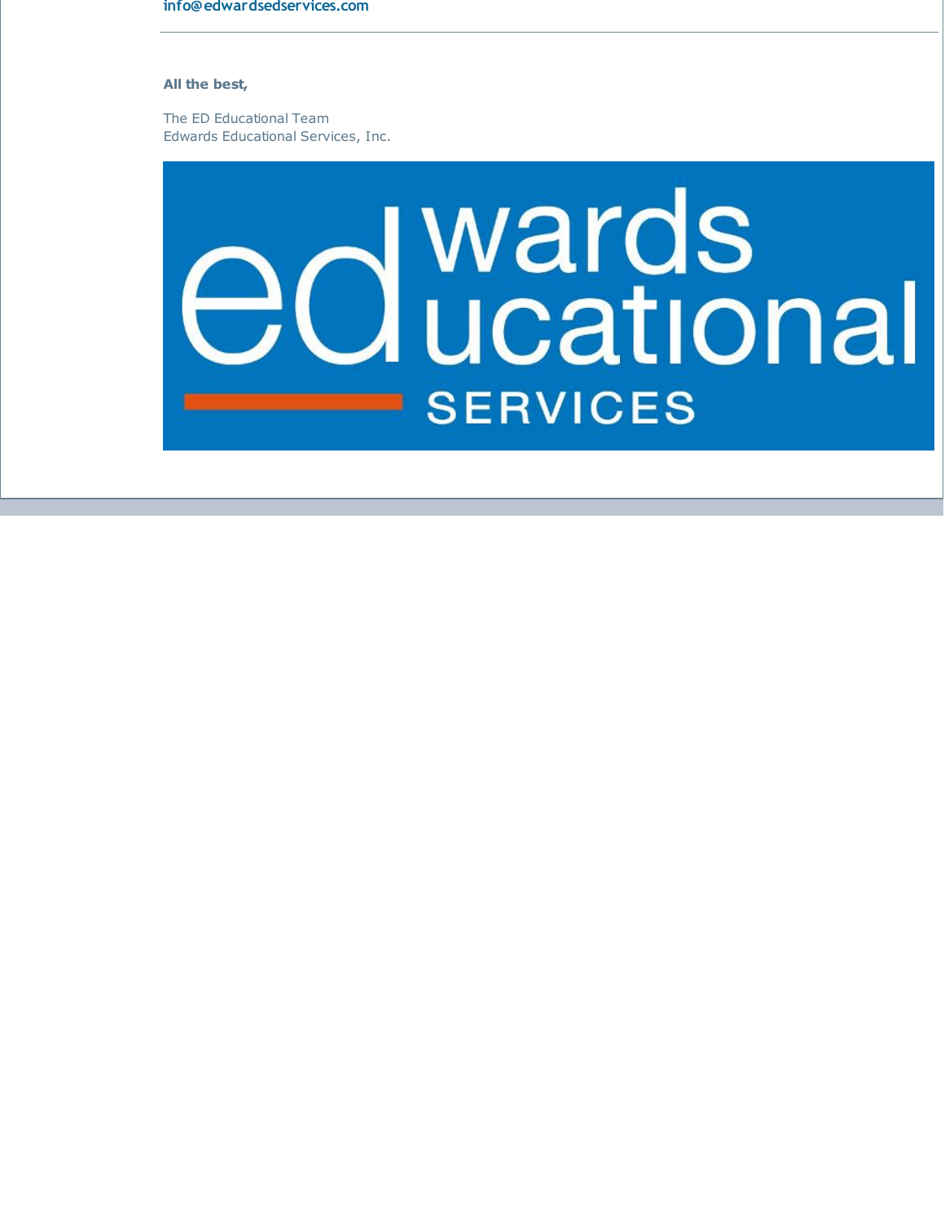info@edwardsedservices.com

---

**All the best,**

The ED Educational Team
Edwards Educational Services, Inc.